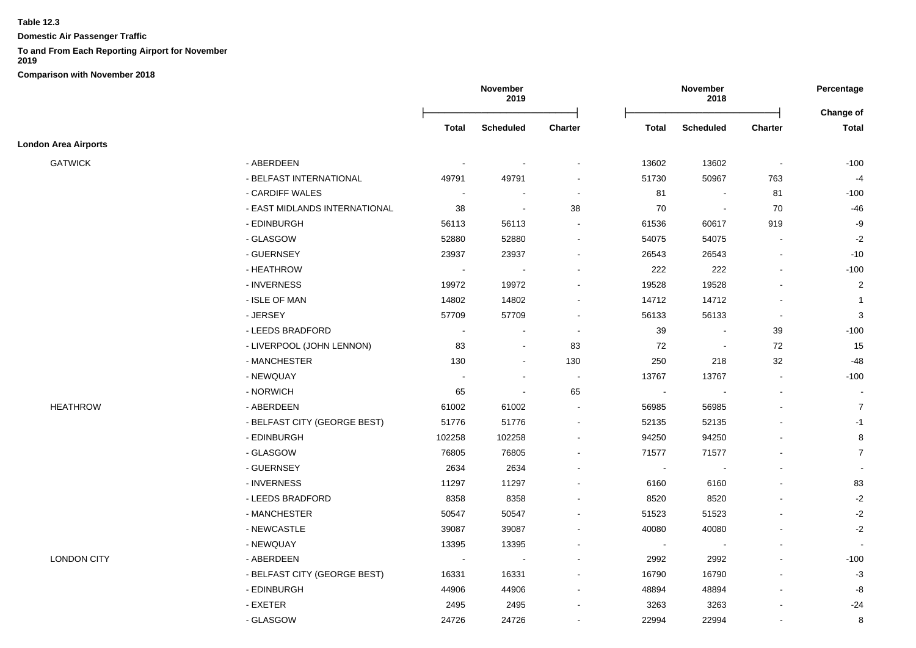**Table 12.3**

**Domestic Air Passenger Traffic**

**To and From Each Reporting Airport for November 2019**

**Comparison with November 2018**

| | | November 2019 | | | November 2018 | | | Percentage |
|---|---|---|---|---|---|---|---|---|
| | | Total | Scheduled | Charter | Total | Scheduled | Charter | Change of Total |
| **London Area Airports** | | | | | | | | |
| GATWICK | - ABERDEEN | - | - | - | 13602 | 13602 | - | -100 |
| | - BELFAST INTERNATIONAL | 49791 | 49791 | - | 51730 | 50967 | 763 | -4 |
| | - CARDIFF WALES | - | - | - | 81 | - | 81 | -100 |
| | - EAST MIDLANDS INTERNATIONAL | 38 | - | 38 | 70 | - | 70 | -46 |
| | - EDINBURGH | 56113 | 56113 | - | 61536 | 60617 | 919 | -9 |
| | - GLASGOW | 52880 | 52880 | - | 54075 | 54075 | - | -2 |
| | - GUERNSEY | 23937 | 23937 | - | 26543 | 26543 | - | -10 |
| | - HEATHROW | - | - | - | 222 | 222 | - | -100 |
| | - INVERNESS | 19972 | 19972 | - | 19528 | 19528 | - | 2 |
| | - ISLE OF MAN | 14802 | 14802 | - | 14712 | 14712 | - | 1 |
| | - JERSEY | 57709 | 57709 | - | 56133 | 56133 | - | 3 |
| | - LEEDS BRADFORD | - | - | - | 39 | - | 39 | -100 |
| | - LIVERPOOL (JOHN LENNON) | 83 | - | 83 | 72 | - | 72 | 15 |
| | - MANCHESTER | 130 | - | 130 | 250 | 218 | 32 | -48 |
| | - NEWQUAY | - | - | - | 13767 | 13767 | - | -100 |
| | - NORWICH | 65 | - | 65 | - | - | - | - |
| HEATHROW | - ABERDEEN | 61002 | 61002 | - | 56985 | 56985 | - | 7 |
| | - BELFAST CITY (GEORGE BEST) | 51776 | 51776 | - | 52135 | 52135 | - | -1 |
| | - EDINBURGH | 102258 | 102258 | - | 94250 | 94250 | - | 8 |
| | - GLASGOW | 76805 | 76805 | - | 71577 | 71577 | - | 7 |
| | - GUERNSEY | 2634 | 2634 | - | - | - | - | - |
| | - INVERNESS | 11297 | 11297 | - | 6160 | 6160 | - | 83 |
| | - LEEDS BRADFORD | 8358 | 8358 | - | 8520 | 8520 | - | -2 |
| | - MANCHESTER | 50547 | 50547 | - | 51523 | 51523 | - | -2 |
| | - NEWCASTLE | 39087 | 39087 | - | 40080 | 40080 | - | -2 |
| | - NEWQUAY | 13395 | 13395 | - | - | - | - | - |
| LONDON CITY | - ABERDEEN | - | - | - | 2992 | 2992 | - | -100 |
| | - BELFAST CITY (GEORGE BEST) | 16331 | 16331 | - | 16790 | 16790 | - | -3 |
| | - EDINBURGH | 44906 | 44906 | - | 48894 | 48894 | - | -8 |
| | - EXETER | 2495 | 2495 | - | 3263 | 3263 | - | -24 |
| | - GLASGOW | 24726 | 24726 | - | 22994 | 22994 | - | 8 |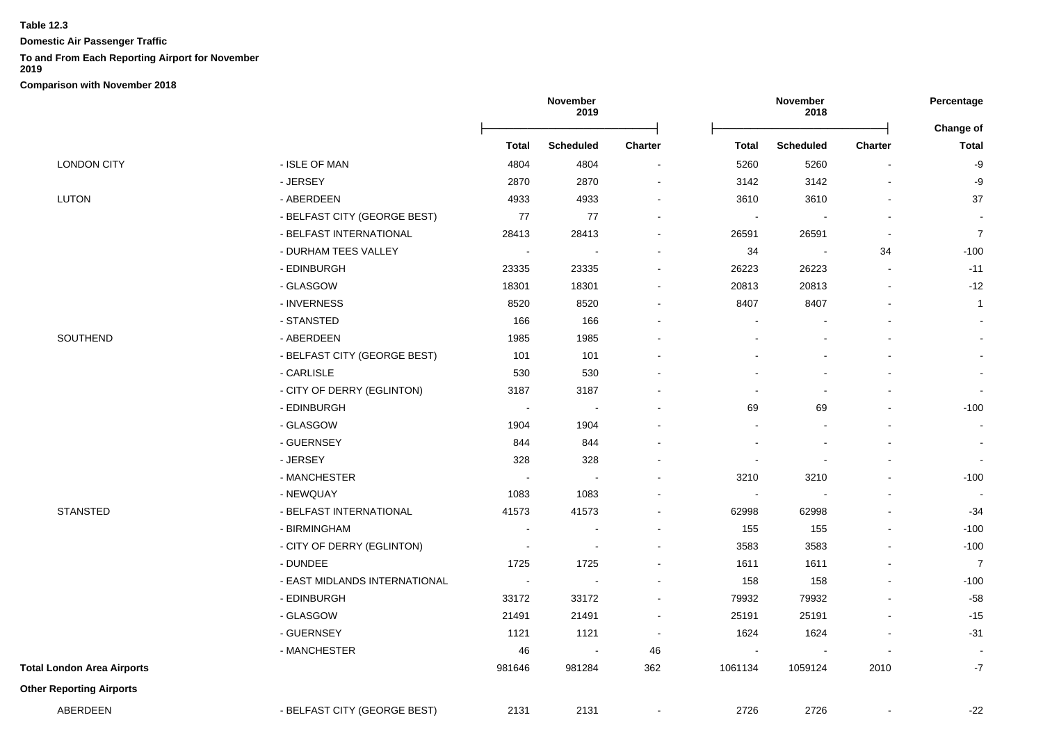**Table 12.3**

**Domestic Air Passenger Traffic**

**To and From Each Reporting Airport for November 2019**

**Comparison with November 2018**

| | | November 2019 | | | November 2018 | | | Percentage |
|---|---|---|---|---|---|---|---|---|
| | | | | | | | | Change of |
| | | **Total** | **Scheduled** | **Charter** | **Total** | **Scheduled** | **Charter** | **Total** |
| LONDON CITY | - ISLE OF MAN | 4804 | 4804 | - | 5260 | 5260 | - | -9 |
| | - JERSEY | 2870 | 2870 | - | 3142 | 3142 | - | -9 |
| LUTON | - ABERDEEN | 4933 | 4933 | - | 3610 | 3610 | - | 37 |
| | - BELFAST CITY (GEORGE BEST) | 77 | 77 | - | - | - | - | - |
| | - BELFAST INTERNATIONAL | 28413 | 28413 | - | 26591 | 26591 | - | 7 |
| | - DURHAM TEES VALLEY | - | - | - | 34 | - | 34 | -100 |
| | - EDINBURGH | 23335 | 23335 | - | 26223 | 26223 | - | -11 |
| | - GLASGOW | 18301 | 18301 | - | 20813 | 20813 | - | -12 |
| | - INVERNESS | 8520 | 8520 | - | 8407 | 8407 | - | 1 |
| | - STANSTED | 166 | 166 | - | - | - | - | - |
| SOUTHEND | - ABERDEEN | 1985 | 1985 | - | - | - | - | - |
| | - BELFAST CITY (GEORGE BEST) | 101 | 101 | - | - | - | - | - |
| | - CARLISLE | 530 | 530 | - | - | - | - | - |
| | - CITY OF DERRY (EGLINTON) | 3187 | 3187 | - | - | - | - | - |
| | - EDINBURGH | - | - | - | 69 | 69 | - | -100 |
| | - GLASGOW | 1904 | 1904 | - | - | - | - | - |
| | - GUERNSEY | 844 | 844 | - | - | - | - | - |
| | - JERSEY | 328 | 328 | - | - | - | - | - |
| | - MANCHESTER | - | - | - | 3210 | 3210 | - | -100 |
| | - NEWQUAY | 1083 | 1083 | - | - | - | - | - |
| STANSTED | - BELFAST INTERNATIONAL | 41573 | 41573 | - | 62998 | 62998 | - | -34 |
| | - BIRMINGHAM | - | - | - | 155 | 155 | - | -100 |
| | - CITY OF DERRY (EGLINTON) | - | - | - | 3583 | 3583 | - | -100 |
| | - DUNDEE | 1725 | 1725 | - | 1611 | 1611 | - | 7 |
| | - EAST MIDLANDS INTERNATIONAL | - | - | - | 158 | 158 | - | -100 |
| | - EDINBURGH | 33172 | 33172 | - | 79932 | 79932 | - | -58 |
| | - GLASGOW | 21491 | 21491 | - | 25191 | 25191 | - | -15 |
| | - GUERNSEY | 1121 | 1121 | - | 1624 | 1624 | - | -31 |
| | - MANCHESTER | 46 | - | 46 | - | - | - | - |
| **Total London Area Airports** | | 981646 | 981284 | 362 | 1061134 | 1059124 | 2010 | -7 |
| **Other Reporting Airports** | | | | | | | | |
| ABERDEEN | - BELFAST CITY (GEORGE BEST) | 2131 | 2131 | - | 2726 | 2726 | - | -22 |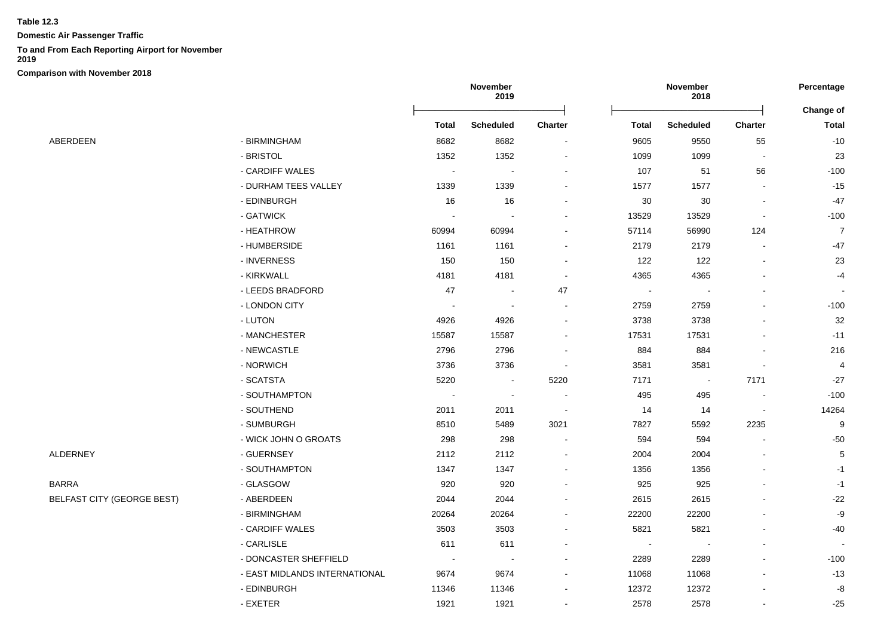**Table 12.3**

**Domestic Air Passenger Traffic**

**To and From Each Reporting Airport for November 2019**

**Comparison with November 2018**

| | | November 2019 | | | November 2018 | | | Percentage |
|---|---|---|---|---|---|---|---|---|
| | | | | | | | | Change of |
| | | **Total** | **Scheduled** | **Charter** | **Total** | **Scheduled** | **Charter** | **Total** |
| ABERDEEN | - BIRMINGHAM | 8682 | 8682 | - | 9605 | 9550 | 55 | -10 |
| | - BRISTOL | 1352 | 1352 | - | 1099 | 1099 | - | 23 |
| | - CARDIFF WALES | - | - | - | 107 | 51 | 56 | -100 |
| | - DURHAM TEES VALLEY | 1339 | 1339 | - | 1577 | 1577 | - | -15 |
| | - EDINBURGH | 16 | 16 | - | 30 | 30 | - | -47 |
| | - GATWICK | - | - | - | 13529 | 13529 | - | -100 |
| | - HEATHROW | 60994 | 60994 | - | 57114 | 56990 | 124 | 7 |
| | - HUMBERSIDE | 1161 | 1161 | - | 2179 | 2179 | - | -47 |
| | - INVERNESS | 150 | 150 | - | 122 | 122 | - | 23 |
| | - KIRKWALL | 4181 | 4181 | - | 4365 | 4365 | - | -4 |
| | - LEEDS BRADFORD | 47 | - | 47 | - | - | - | - |
| | - LONDON CITY | - | - | - | 2759 | 2759 | - | -100 |
| | - LUTON | 4926 | 4926 | - | 3738 | 3738 | - | 32 |
| | - MANCHESTER | 15587 | 15587 | - | 17531 | 17531 | - | -11 |
| | - NEWCASTLE | 2796 | 2796 | - | 884 | 884 | - | 216 |
| | - NORWICH | 3736 | 3736 | - | 3581 | 3581 | - | 4 |
| | - SCATSTA | 5220 | - | 5220 | 7171 | - | 7171 | -27 |
| | - SOUTHAMPTON | - | - | - | 495 | 495 | - | -100 |
| | - SOUTHEND | 2011 | 2011 | - | 14 | 14 | - | 14264 |
| | - SUMBURGH | 8510 | 5489 | 3021 | 7827 | 5592 | 2235 | 9 |
| | - WICK JOHN O GROATS | 298 | 298 | - | 594 | 594 | - | -50 |
| ALDERNEY | - GUERNSEY | 2112 | 2112 | - | 2004 | 2004 | - | 5 |
| | - SOUTHAMPTON | 1347 | 1347 | - | 1356 | 1356 | - | -1 |
| BARRA | - GLASGOW | 920 | 920 | - | 925 | 925 | - | -1 |
| BELFAST CITY (GEORGE BEST) | - ABERDEEN | 2044 | 2044 | - | 2615 | 2615 | - | -22 |
| | - BIRMINGHAM | 20264 | 20264 | - | 22200 | 22200 | - | -9 |
| | - CARDIFF WALES | 3503 | 3503 | - | 5821 | 5821 | - | -40 |
| | - CARLISLE | 611 | 611 | - | - | - | - | - |
| | - DONCASTER SHEFFIELD | - | - | - | 2289 | 2289 | - | -100 |
| | - EAST MIDLANDS INTERNATIONAL | 9674 | 9674 | - | 11068 | 11068 | - | -13 |
| | - EDINBURGH | 11346 | 11346 | - | 12372 | 12372 | - | -8 |
| | - EXETER | 1921 | 1921 | - | 2578 | 2578 | - | -25 |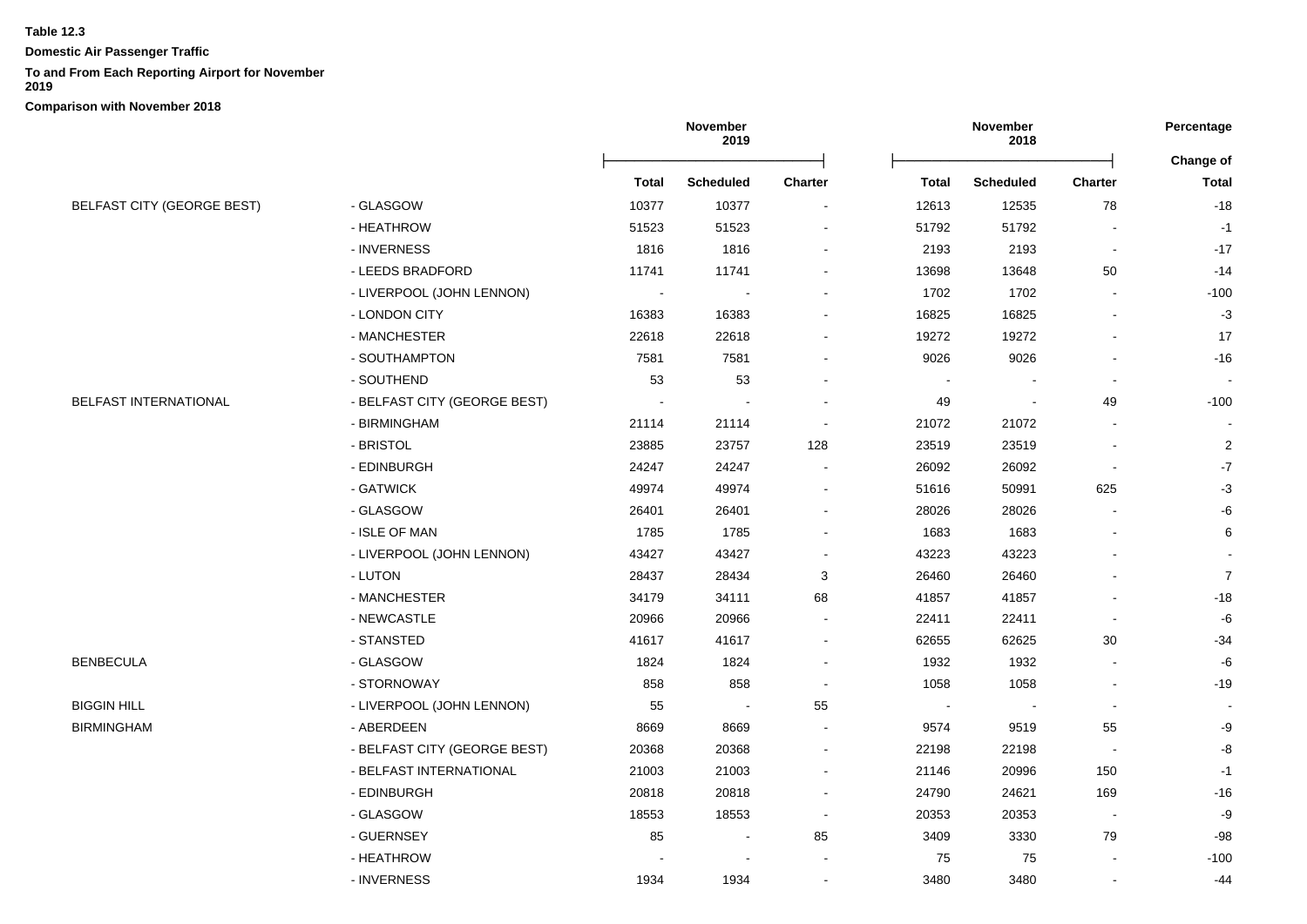**Table 12.3**

**Domestic Air Passenger Traffic**

**To and From Each Reporting Airport for November 2019**

**Comparison with November 2018**

| | | November 2019 | | | November 2018 | | | Percentage |
|---|---|---|---|---|---|---|---|---|
| | | | | | | | | Change of |
| | | Total | Scheduled | Charter | Total | Scheduled | Charter | Total |
| BELFAST CITY (GEORGE BEST) | - GLASGOW | 10377 | 10377 | - | 12613 | 12535 | 78 | -18 |
| | - HEATHROW | 51523 | 51523 | - | 51792 | 51792 | - | -1 |
| | - INVERNESS | 1816 | 1816 | - | 2193 | 2193 | - | -17 |
| | - LEEDS BRADFORD | 11741 | 11741 | - | 13698 | 13648 | 50 | -14 |
| | - LIVERPOOL (JOHN LENNON) | - | - | - | 1702 | 1702 | - | -100 |
| | - LONDON CITY | 16383 | 16383 | - | 16825 | 16825 | - | -3 |
| | - MANCHESTER | 22618 | 22618 | - | 19272 | 19272 | - | 17 |
| | - SOUTHAMPTON | 7581 | 7581 | - | 9026 | 9026 | - | -16 |
| | - SOUTHEND | 53 | 53 | - | - | - | - | - |
| BELFAST INTERNATIONAL | - BELFAST CITY (GEORGE BEST) | - | - | - | 49 | - | 49 | -100 |
| | - BIRMINGHAM | 21114 | 21114 | - | 21072 | 21072 | - | - |
| | - BRISTOL | 23885 | 23757 | 128 | 23519 | 23519 | - | 2 |
| | - EDINBURGH | 24247 | 24247 | - | 26092 | 26092 | - | -7 |
| | - GATWICK | 49974 | 49974 | - | 51616 | 50991 | 625 | -3 |
| | - GLASGOW | 26401 | 26401 | - | 28026 | 28026 | - | -6 |
| | - ISLE OF MAN | 1785 | 1785 | - | 1683 | 1683 | - | 6 |
| | - LIVERPOOL (JOHN LENNON) | 43427 | 43427 | - | 43223 | 43223 | - | - |
| | - LUTON | 28437 | 28434 | 3 | 26460 | 26460 | - | 7 |
| | - MANCHESTER | 34179 | 34111 | 68 | 41857 | 41857 | - | -18 |
| | - NEWCASTLE | 20966 | 20966 | - | 22411 | 22411 | - | -6 |
| | - STANSTED | 41617 | 41617 | - | 62655 | 62625 | 30 | -34 |
| BENBECULA | - GLASGOW | 1824 | 1824 | - | 1932 | 1932 | - | -6 |
| | - STORNOWAY | 858 | 858 | - | 1058 | 1058 | - | -19 |
| BIGGIN HILL | - LIVERPOOL (JOHN LENNON) | 55 | - | 55 | - | - | - | - |
| BIRMINGHAM | - ABERDEEN | 8669 | 8669 | - | 9574 | 9519 | 55 | -9 |
| | - BELFAST CITY (GEORGE BEST) | 20368 | 20368 | - | 22198 | 22198 | - | -8 |
| | - BELFAST INTERNATIONAL | 21003 | 21003 | - | 21146 | 20996 | 150 | -1 |
| | - EDINBURGH | 20818 | 20818 | - | 24790 | 24621 | 169 | -16 |
| | - GLASGOW | 18553 | 18553 | - | 20353 | 20353 | - | -9 |
| | - GUERNSEY | 85 | - | 85 | 3409 | 3330 | 79 | -98 |
| | - HEATHROW | - | - | - | 75 | 75 | - | -100 |
| | - INVERNESS | 1934 | 1934 | - | 3480 | 3480 | - | -44 |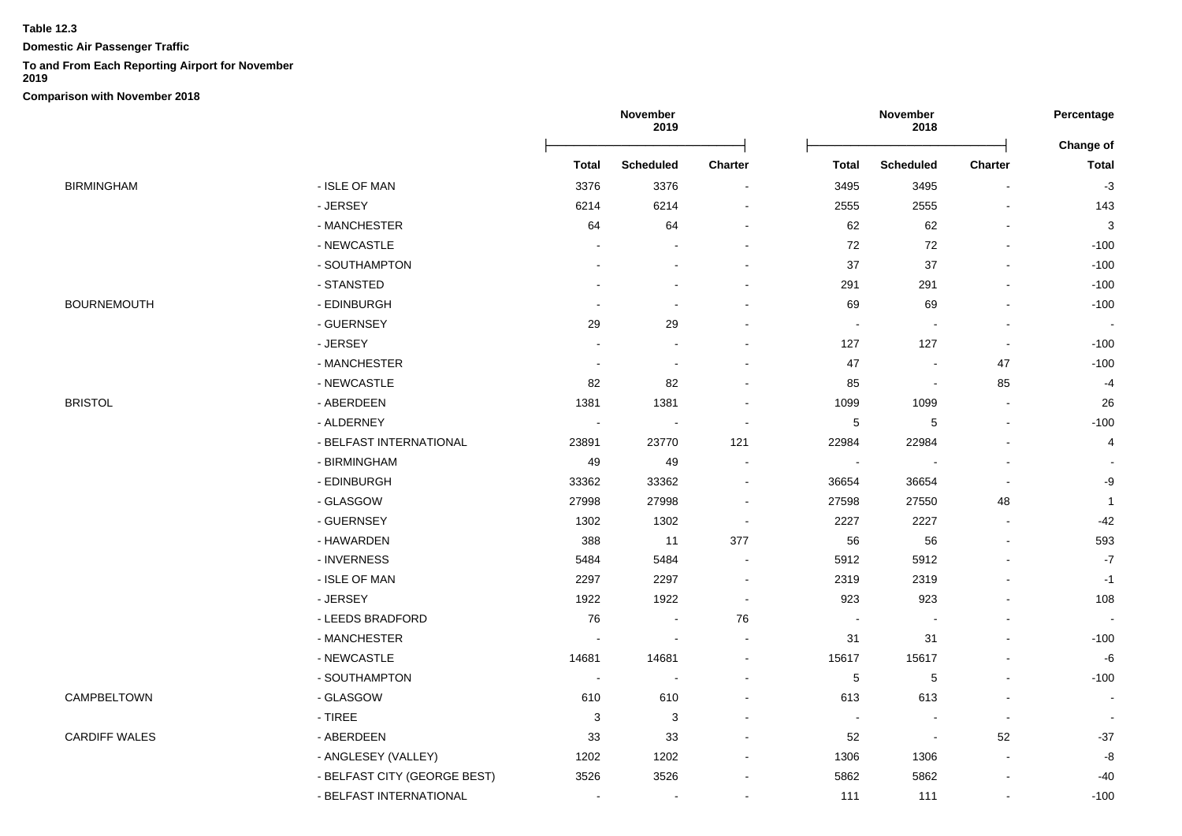**Table 12.3**

**Domestic Air Passenger Traffic**

**To and From Each Reporting Airport for November 2019**

**Comparison with November 2018**

| | | November 2019 | | | November 2018 | | | Percentage |
|---|---|---|---|---|---|---|---|---|
| | | Total | Scheduled | Charter | Total | Scheduled | Charter | Change of Total |
| BIRMINGHAM | - ISLE OF MAN | 3376 | 3376 | - | 3495 | 3495 | - | -3 |
| | - JERSEY | 6214 | 6214 | - | 2555 | 2555 | - | 143 |
| | - MANCHESTER | 64 | 64 | - | 62 | 62 | - | 3 |
| | - NEWCASTLE | - | - | - | 72 | 72 | - | -100 |
| | - SOUTHAMPTON | - | - | - | 37 | 37 | - | -100 |
| | - STANSTED | - | - | - | 291 | 291 | - | -100 |
| BOURNEMOUTH | - EDINBURGH | - | - | - | 69 | 69 | - | -100 |
| | - GUERNSEY | 29 | 29 | - | - | - | - | - |
| | - JERSEY | - | - | - | 127 | 127 | - | -100 |
| | - MANCHESTER | - | - | - | 47 | - | 47 | -100 |
| | - NEWCASTLE | 82 | 82 | - | 85 | - | 85 | -4 |
| BRISTOL | - ABERDEEN | 1381 | 1381 | - | 1099 | 1099 | - | 26 |
| | - ALDERNEY | - | - | - | 5 | 5 | - | -100 |
| | - BELFAST INTERNATIONAL | 23891 | 23770 | 121 | 22984 | 22984 | - | 4 |
| | - BIRMINGHAM | 49 | 49 | - | - | - | - | - |
| | - EDINBURGH | 33362 | 33362 | - | 36654 | 36654 | - | -9 |
| | - GLASGOW | 27998 | 27998 | - | 27598 | 27550 | 48 | 1 |
| | - GUERNSEY | 1302 | 1302 | - | 2227 | 2227 | - | -42 |
| | - HAWARDEN | 388 | 11 | 377 | 56 | 56 | - | 593 |
| | - INVERNESS | 5484 | 5484 | - | 5912 | 5912 | - | -7 |
| | - ISLE OF MAN | 2297 | 2297 | - | 2319 | 2319 | - | -1 |
| | - JERSEY | 1922 | 1922 | - | 923 | 923 | - | 108 |
| | - LEEDS BRADFORD | 76 | - | 76 | - | - | - | - |
| | - MANCHESTER | - | - | - | 31 | 31 | - | -100 |
| | - NEWCASTLE | 14681 | 14681 | - | 15617 | 15617 | - | -6 |
| | - SOUTHAMPTON | - | - | - | 5 | 5 | - | -100 |
| CAMPBELTOWN | - GLASGOW | 610 | 610 | - | 613 | 613 | - | - |
| | - TIREE | 3 | 3 | - | - | - | - | - |
| CARDIFF WALES | - ABERDEEN | 33 | 33 | - | 52 | - | 52 | -37 |
| | - ANGLESEY (VALLEY) | 1202 | 1202 | - | 1306 | 1306 | - | -8 |
| | - BELFAST CITY (GEORGE BEST) | 3526 | 3526 | - | 5862 | 5862 | - | -40 |
| | - BELFAST INTERNATIONAL | - | - | - | 111 | 111 | - | -100 |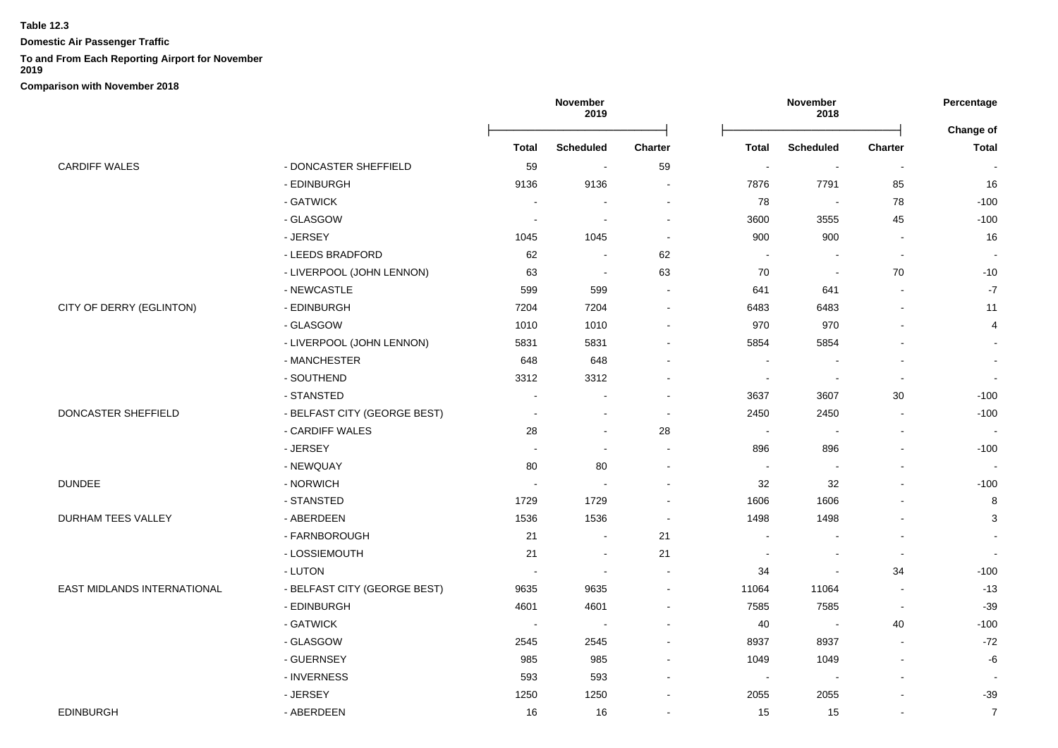**Table 12.3**

**Domestic Air Passenger Traffic**

**To and From Each Reporting Airport for November 2019**

**Comparison with November 2018**

| | | November 2019 | | | November 2018 | | | Percentage |
|---|---|---|---|---|---|---|---|---|
| | | **Total** | **Scheduled** | **Charter** | **Total** | **Scheduled** | **Charter** | **Change of Total** |
| CARDIFF WALES | - DONCASTER SHEFFIELD | 59 | - | 59 | - | - | - | - |
| | - EDINBURGH | 9136 | 9136 | - | 7876 | 7791 | 85 | 16 |
| | - GATWICK | - | - | - | 78 | - | 78 | -100 |
| | - GLASGOW | - | - | - | 3600 | 3555 | 45 | -100 |
| | - JERSEY | 1045 | 1045 | - | 900 | 900 | - | 16 |
| | - LEEDS BRADFORD | 62 | - | 62 | - | - | - | - |
| | - LIVERPOOL (JOHN LENNON) | 63 | - | 63 | 70 | - | 70 | -10 |
| | - NEWCASTLE | 599 | 599 | - | 641 | 641 | - | -7 |
| CITY OF DERRY (EGLINTON) | - EDINBURGH | 7204 | 7204 | - | 6483 | 6483 | - | 11 |
| | - GLASGOW | 1010 | 1010 | - | 970 | 970 | - | 4 |
| | - LIVERPOOL (JOHN LENNON) | 5831 | 5831 | - | 5854 | 5854 | - | - |
| | - MANCHESTER | 648 | 648 | - | - | - | - | - |
| | - SOUTHEND | 3312 | 3312 | - | - | - | - | - |
| | - STANSTED | - | - | - | 3637 | 3607 | 30 | -100 |
| DONCASTER SHEFFIELD | - BELFAST CITY (GEORGE BEST) | - | - | - | 2450 | 2450 | - | -100 |
| | - CARDIFF WALES | 28 | - | 28 | - | - | - | - |
| | - JERSEY | - | - | - | 896 | 896 | - | -100 |
| | - NEWQUAY | 80 | 80 | - | - | - | - | - |
| DUNDEE | - NORWICH | - | - | - | 32 | 32 | - | -100 |
| | - STANSTED | 1729 | 1729 | - | 1606 | 1606 | - | 8 |
| DURHAM TEES VALLEY | - ABERDEEN | 1536 | 1536 | - | 1498 | 1498 | - | 3 |
| | - FARNBOROUGH | 21 | - | 21 | - | - | - | - |
| | - LOSSIEMOUTH | 21 | - | 21 | - | - | - | - |
| | - LUTON | - | - | - | 34 | - | 34 | -100 |
| EAST MIDLANDS INTERNATIONAL | - BELFAST CITY (GEORGE BEST) | 9635 | 9635 | - | 11064 | 11064 | - | -13 |
| | - EDINBURGH | 4601 | 4601 | - | 7585 | 7585 | - | -39 |
| | - GATWICK | - | - | - | 40 | - | 40 | -100 |
| | - GLASGOW | 2545 | 2545 | - | 8937 | 8937 | - | -72 |
| | - GUERNSEY | 985 | 985 | - | 1049 | 1049 | - | -6 |
| | - INVERNESS | 593 | 593 | - | - | - | - | - |
| | - JERSEY | 1250 | 1250 | - | 2055 | 2055 | - | -39 |
| EDINBURGH | - ABERDEEN | 16 | 16 | - | 15 | 15 | - | 7 |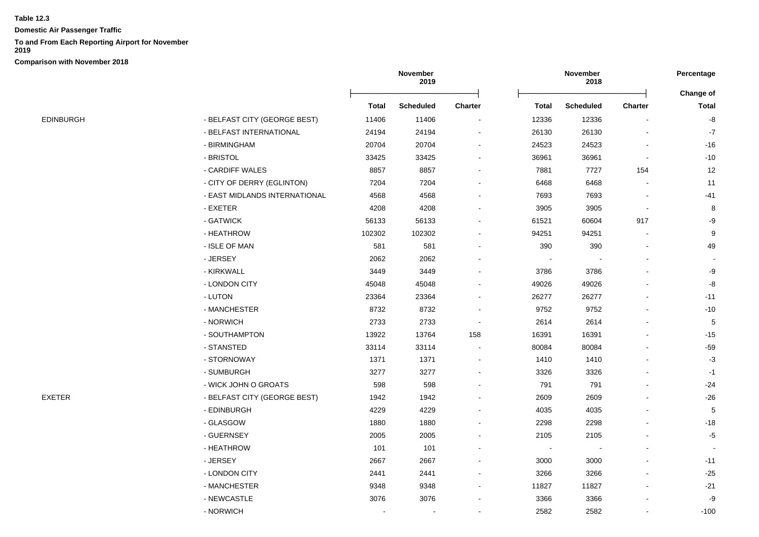**Table 12.3**

**Domestic Air Passenger Traffic**

**To and From Each Reporting Airport for November 2019**

**Comparison with November 2018**

| | | November 2019 | | | November 2018 | | | Percentage |
|---|---|---|---|---|---|---|---|---|
| | | | | | | | | Change of |
| | | **Total** | **Scheduled** | **Charter** | **Total** | **Scheduled** | **Charter** | **Total** |
| EDINBURGH | - BELFAST CITY (GEORGE BEST) | 11406 | 11406 | - | 12336 | 12336 | - | -8 |
| | - BELFAST INTERNATIONAL | 24194 | 24194 | - | 26130 | 26130 | - | -7 |
| | - BIRMINGHAM | 20704 | 20704 | - | 24523 | 24523 | - | -16 |
| | - BRISTOL | 33425 | 33425 | - | 36961 | 36961 | - | -10 |
| | - CARDIFF WALES | 8857 | 8857 | - | 7881 | 7727 | 154 | 12 |
| | - CITY OF DERRY (EGLINTON) | 7204 | 7204 | - | 6468 | 6468 | - | 11 |
| | - EAST MIDLANDS INTERNATIONAL | 4568 | 4568 | - | 7693 | 7693 | - | -41 |
| | - EXETER | 4208 | 4208 | - | 3905 | 3905 | - | 8 |
| | - GATWICK | 56133 | 56133 | - | 61521 | 60604 | 917 | -9 |
| | - HEATHROW | 102302 | 102302 | - | 94251 | 94251 | - | 9 |
| | - ISLE OF MAN | 581 | 581 | - | 390 | 390 | - | 49 |
| | - JERSEY | 2062 | 2062 | - | - | - | - | - |
| | - KIRKWALL | 3449 | 3449 | - | 3786 | 3786 | - | -9 |
| | - LONDON CITY | 45048 | 45048 | - | 49026 | 49026 | - | -8 |
| | - LUTON | 23364 | 23364 | - | 26277 | 26277 | - | -11 |
| | - MANCHESTER | 8732 | 8732 | - | 9752 | 9752 | - | -10 |
| | - NORWICH | 2733 | 2733 | - | 2614 | 2614 | - | 5 |
| | - SOUTHAMPTON | 13922 | 13764 | 158 | 16391 | 16391 | - | -15 |
| | - STANSTED | 33114 | 33114 | - | 80084 | 80084 | - | -59 |
| | - STORNOWAY | 1371 | 1371 | - | 1410 | 1410 | - | -3 |
| | - SUMBURGH | 3277 | 3277 | - | 3326 | 3326 | - | -1 |
| | - WICK JOHN O GROATS | 598 | 598 | - | 791 | 791 | - | -24 |
| EXETER | - BELFAST CITY (GEORGE BEST) | 1942 | 1942 | - | 2609 | 2609 | - | -26 |
| | - EDINBURGH | 4229 | 4229 | - | 4035 | 4035 | - | 5 |
| | - GLASGOW | 1880 | 1880 | - | 2298 | 2298 | - | -18 |
| | - GUERNSEY | 2005 | 2005 | - | 2105 | 2105 | - | -5 |
| | - HEATHROW | 101 | 101 | - | - | - | - | - |
| | - JERSEY | 2667 | 2667 | - | 3000 | 3000 | - | -11 |
| | - LONDON CITY | 2441 | 2441 | - | 3266 | 3266 | - | -25 |
| | - MANCHESTER | 9348 | 9348 | - | 11827 | 11827 | - | -21 |
| | - NEWCASTLE | 3076 | 3076 | - | 3366 | 3366 | - | -9 |
| | - NORWICH | - | - | - | 2582 | 2582 | - | -100 |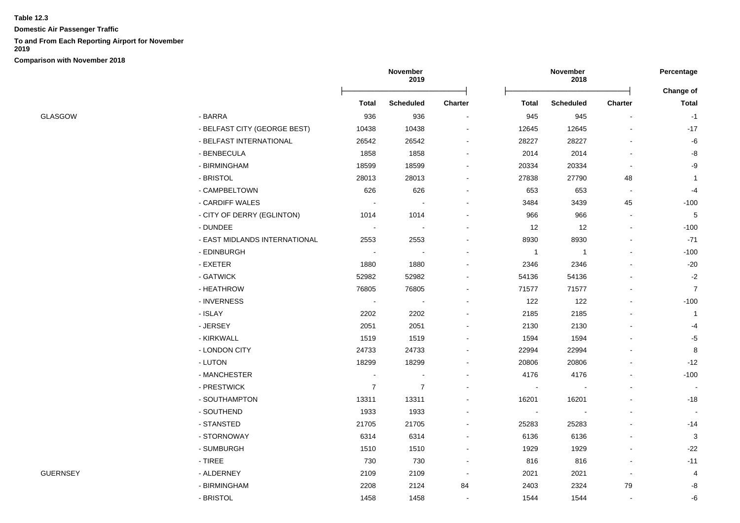**Table 12.3**

**Domestic Air Passenger Traffic**

**To and From Each Reporting Airport for November 2019**

**Comparison with November 2018**

| | | November 2019 | | | November 2018 | | | Percentage Change of |
|---|---|---|---|---|---|---|---|---|
| | | **Total** | **Scheduled** | **Charter** | **Total** | **Scheduled** | **Charter** | **Total** |
| GLASGOW | - BARRA | 936 | 936 | - | 945 | 945 | - | -1 |
| | - BELFAST CITY (GEORGE BEST) | 10438 | 10438 | - | 12645 | 12645 | - | -17 |
| | - BELFAST INTERNATIONAL | 26542 | 26542 | - | 28227 | 28227 | - | -6 |
| | - BENBECULA | 1858 | 1858 | - | 2014 | 2014 | - | -8 |
| | - BIRMINGHAM | 18599 | 18599 | - | 20334 | 20334 | - | -9 |
| | - BRISTOL | 28013 | 28013 | - | 27838 | 27790 | 48 | 1 |
| | - CAMPBELTOWN | 626 | 626 | - | 653 | 653 | - | -4 |
| | - CARDIFF WALES | - | - | - | 3484 | 3439 | 45 | -100 |
| | - CITY OF DERRY (EGLINTON) | 1014 | 1014 | - | 966 | 966 | - | 5 |
| | - DUNDEE | - | - | - | 12 | 12 | - | -100 |
| | - EAST MIDLANDS INTERNATIONAL | 2553 | 2553 | - | 8930 | 8930 | - | -71 |
| | - EDINBURGH | - | - | - | 1 | 1 | - | -100 |
| | - EXETER | 1880 | 1880 | - | 2346 | 2346 | - | -20 |
| | - GATWICK | 52982 | 52982 | - | 54136 | 54136 | - | -2 |
| | - HEATHROW | 76805 | 76805 | - | 71577 | 71577 | - | 7 |
| | - INVERNESS | - | - | - | 122 | 122 | - | -100 |
| | - ISLAY | 2202 | 2202 | - | 2185 | 2185 | - | 1 |
| | - JERSEY | 2051 | 2051 | - | 2130 | 2130 | - | -4 |
| | - KIRKWALL | 1519 | 1519 | - | 1594 | 1594 | - | -5 |
| | - LONDON CITY | 24733 | 24733 | - | 22994 | 22994 | - | 8 |
| | - LUTON | 18299 | 18299 | - | 20806 | 20806 | - | -12 |
| | - MANCHESTER | - | - | - | 4176 | 4176 | - | -100 |
| | - PRESTWICK | 7 | 7 | - | - | - | - | - |
| | - SOUTHAMPTON | 13311 | 13311 | - | 16201 | 16201 | - | -18 |
| | - SOUTHEND | 1933 | 1933 | - | - | - | - | - |
| | - STANSTED | 21705 | 21705 | - | 25283 | 25283 | - | -14 |
| | - STORNOWAY | 6314 | 6314 | - | 6136 | 6136 | - | 3 |
| | - SUMBURGH | 1510 | 1510 | - | 1929 | 1929 | - | -22 |
| | - TIREE | 730 | 730 | - | 816 | 816 | - | -11 |
| GUERNSEY | - ALDERNEY | 2109 | 2109 | - | 2021 | 2021 | - | 4 |
| | - BIRMINGHAM | 2208 | 2124 | 84 | 2403 | 2324 | 79 | -8 |
| | - BRISTOL | 1458 | 1458 | - | 1544 | 1544 | - | -6 |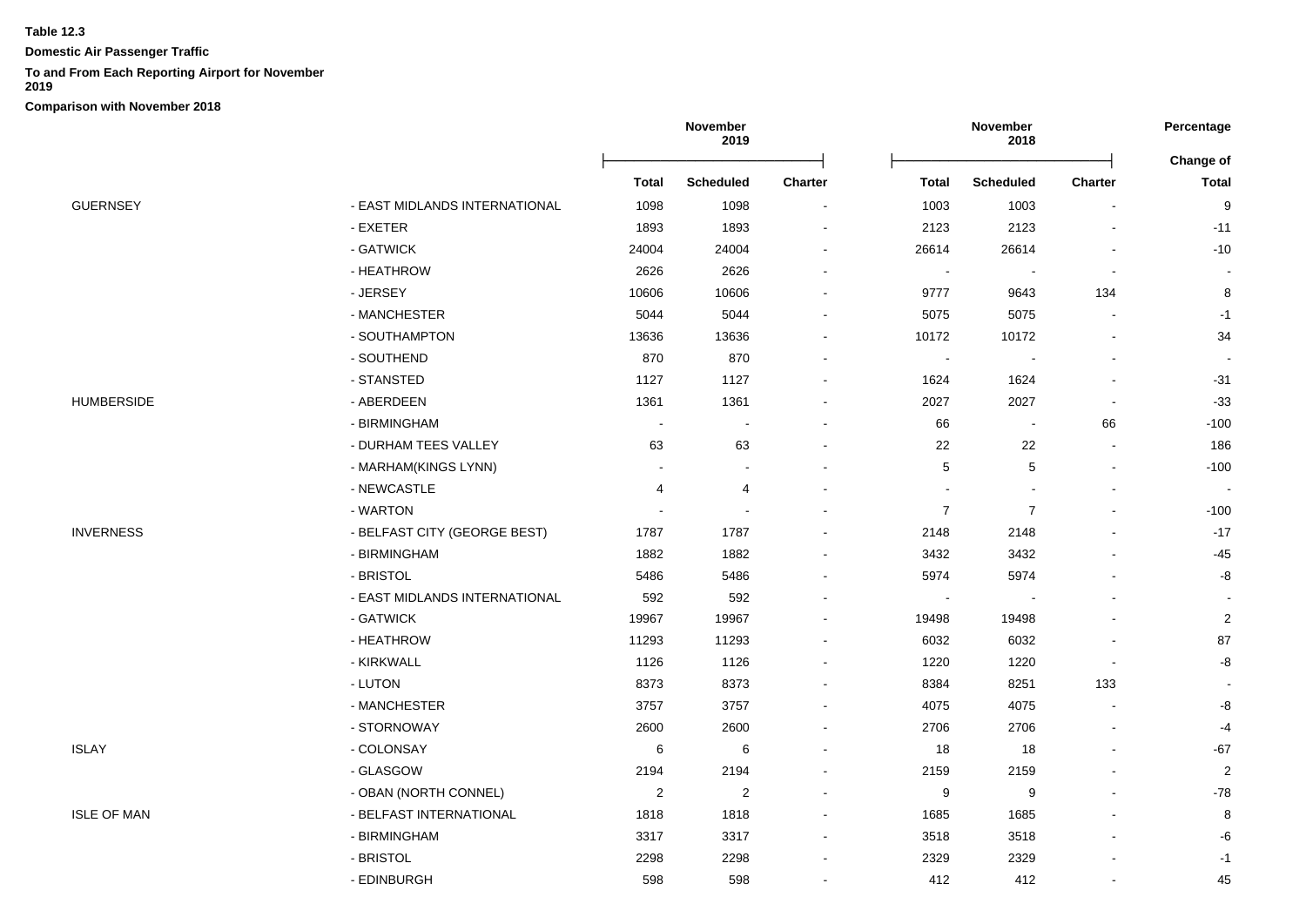**Table 12.3**

**Domestic Air Passenger Traffic**

**To and From Each Reporting Airport for November 2019**

**Comparison with November 2018**

| | | November 2019 | | | November 2018 | | | Percentage Change of |
|---|---|---|---|---|---|---|---|---|
| | | Total | Scheduled | Charter | Total | Scheduled | Charter | Total |
| GUERNSEY | - EAST MIDLANDS INTERNATIONAL | 1098 | 1098 | - | 1003 | 1003 | - | 9 |
| | - EXETER | 1893 | 1893 | - | 2123 | 2123 | - | -11 |
| | - GATWICK | 24004 | 24004 | - | 26614 | 26614 | - | -10 |
| | - HEATHROW | 2626 | 2626 | - | - | - | - | - |
| | - JERSEY | 10606 | 10606 | - | 9777 | 9643 | 134 | 8 |
| | - MANCHESTER | 5044 | 5044 | - | 5075 | 5075 | - | -1 |
| | - SOUTHAMPTON | 13636 | 13636 | - | 10172 | 10172 | - | 34 |
| | - SOUTHEND | 870 | 870 | - | - | - | - | - |
| | - STANSTED | 1127 | 1127 | - | 1624 | 1624 | - | -31 |
| HUMBERSIDE | - ABERDEEN | 1361 | 1361 | - | 2027 | 2027 | - | -33 |
| | - BIRMINGHAM | - | - | - | 66 | - | 66 | -100 |
| | - DURHAM TEES VALLEY | 63 | 63 | - | 22 | 22 | - | 186 |
| | - MARHAM(KINGS LYNN) | - | - | - | 5 | 5 | - | -100 |
| | - NEWCASTLE | 4 | 4 | - | - | - | - | - |
| | - WARTON | - | - | - | 7 | 7 | - | -100 |
| INVERNESS | - BELFAST CITY (GEORGE BEST) | 1787 | 1787 | - | 2148 | 2148 | - | -17 |
| | - BIRMINGHAM | 1882 | 1882 | - | 3432 | 3432 | - | -45 |
| | - BRISTOL | 5486 | 5486 | - | 5974 | 5974 | - | -8 |
| | - EAST MIDLANDS INTERNATIONAL | 592 | 592 | - | - | - | - | - |
| | - GATWICK | 19967 | 19967 | - | 19498 | 19498 | - | 2 |
| | - HEATHROW | 11293 | 11293 | - | 6032 | 6032 | - | 87 |
| | - KIRKWALL | 1126 | 1126 | - | 1220 | 1220 | - | -8 |
| | - LUTON | 8373 | 8373 | - | 8384 | 8251 | 133 | - |
| | - MANCHESTER | 3757 | 3757 | - | 4075 | 4075 | - | -8 |
| | - STORNOWAY | 2600 | 2600 | - | 2706 | 2706 | - | -4 |
| ISLAY | - COLONSAY | 6 | 6 | - | 18 | 18 | - | -67 |
| | - GLASGOW | 2194 | 2194 | - | 2159 | 2159 | - | 2 |
| | - OBAN (NORTH CONNEL) | 2 | 2 | - | 9 | 9 | - | -78 |
| ISLE OF MAN | - BELFAST INTERNATIONAL | 1818 | 1818 | - | 1685 | 1685 | - | 8 |
| | - BIRMINGHAM | 3317 | 3317 | - | 3518 | 3518 | - | -6 |
| | - BRISTOL | 2298 | 2298 | - | 2329 | 2329 | - | -1 |
| | - EDINBURGH | 598 | 598 | - | 412 | 412 | - | 45 |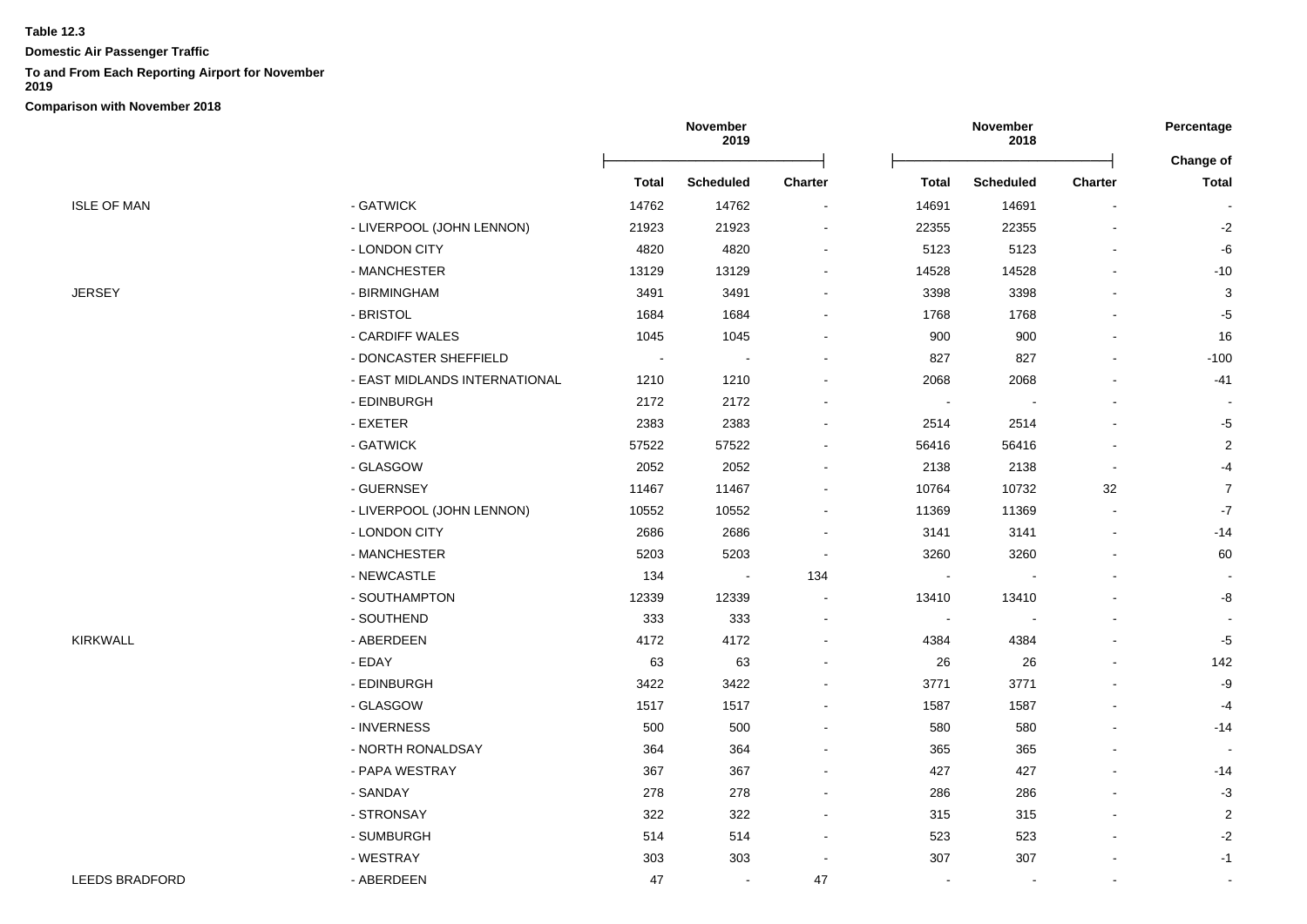**Table 12.3**

**Domestic Air Passenger Traffic**

**To and From Each Reporting Airport for November 2019**

**Comparison with November 2018**

| | | November 2019 | | | November 2018 | | | Percentage |
|---|---|---|---|---|---|---|---|---|
| | | | | | | | | Change of |
| | | Total | Scheduled | Charter | Total | Scheduled | Charter | Total |
| ISLE OF MAN | - GATWICK | 14762 | 14762 | - | 14691 | 14691 | - | - |
| | - LIVERPOOL (JOHN LENNON) | 21923 | 21923 | - | 22355 | 22355 | - | -2 |
| | - LONDON CITY | 4820 | 4820 | - | 5123 | 5123 | - | -6 |
| | - MANCHESTER | 13129 | 13129 | - | 14528 | 14528 | - | -10 |
| JERSEY | - BIRMINGHAM | 3491 | 3491 | - | 3398 | 3398 | - | 3 |
| | - BRISTOL | 1684 | 1684 | - | 1768 | 1768 | - | -5 |
| | - CARDIFF WALES | 1045 | 1045 | - | 900 | 900 | - | 16 |
| | - DONCASTER SHEFFIELD | - | - | - | 827 | 827 | - | -100 |
| | - EAST MIDLANDS INTERNATIONAL | 1210 | 1210 | - | 2068 | 2068 | - | -41 |
| | - EDINBURGH | 2172 | 2172 | - | - | - | - | - |
| | - EXETER | 2383 | 2383 | - | 2514 | 2514 | - | -5 |
| | - GATWICK | 57522 | 57522 | - | 56416 | 56416 | - | 2 |
| | - GLASGOW | 2052 | 2052 | - | 2138 | 2138 | - | -4 |
| | - GUERNSEY | 11467 | 11467 | - | 10764 | 10732 | 32 | 7 |
| | - LIVERPOOL (JOHN LENNON) | 10552 | 10552 | - | 11369 | 11369 | - | -7 |
| | - LONDON CITY | 2686 | 2686 | - | 3141 | 3141 | - | -14 |
| | - MANCHESTER | 5203 | 5203 | - | 3260 | 3260 | - | 60 |
| | - NEWCASTLE | 134 | - | 134 | - | - | - | - |
| | - SOUTHAMPTON | 12339 | 12339 | - | 13410 | 13410 | - | -8 |
| | - SOUTHEND | 333 | 333 | - | - | - | - | - |
| KIRKWALL | - ABERDEEN | 4172 | 4172 | - | 4384 | 4384 | - | -5 |
| | - EDAY | 63 | 63 | - | 26 | 26 | - | 142 |
| | - EDINBURGH | 3422 | 3422 | - | 3771 | 3771 | - | -9 |
| | - GLASGOW | 1517 | 1517 | - | 1587 | 1587 | - | -4 |
| | - INVERNESS | 500 | 500 | - | 580 | 580 | - | -14 |
| | - NORTH RONALDSAY | 364 | 364 | - | 365 | 365 | - | - |
| | - PAPA WESTRAY | 367 | 367 | - | 427 | 427 | - | -14 |
| | - SANDAY | 278 | 278 | - | 286 | 286 | - | -3 |
| | - STRONSAY | 322 | 322 | - | 315 | 315 | - | 2 |
| | - SUMBURGH | 514 | 514 | - | 523 | 523 | - | -2 |
| | - WESTRAY | 303 | 303 | - | 307 | 307 | - | -1 |
| LEEDS BRADFORD | - ABERDEEN | 47 | - | 47 | - | - | - | - |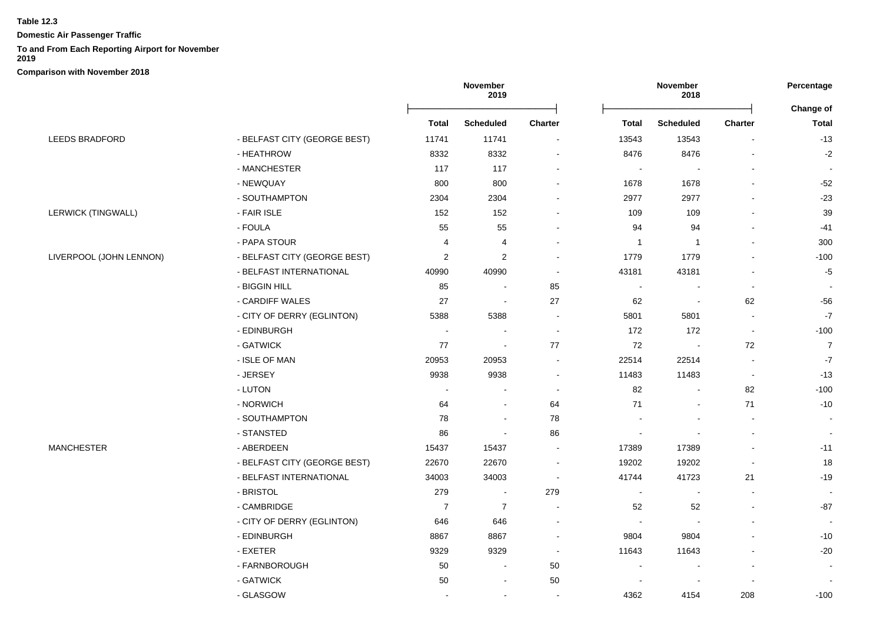**Table 12.3**

**Domestic Air Passenger Traffic**

**To and From Each Reporting Airport for November 2019**

**Comparison with November 2018**

| | | November 2019 | | | November 2018 | | | Percentage Change of |
|---|---|---|---|---|---|---|---|---|
| | | **Total** | **Scheduled** | **Charter** | **Total** | **Scheduled** | **Charter** | **Total** |
| LEEDS BRADFORD | - BELFAST CITY (GEORGE BEST) | 11741 | 11741 | - | 13543 | 13543 | - | -13 |
| | - HEATHROW | 8332 | 8332 | - | 8476 | 8476 | - | -2 |
| | - MANCHESTER | 117 | 117 | - | - | - | - | - |
| | - NEWQUAY | 800 | 800 | - | 1678 | 1678 | - | -52 |
| | - SOUTHAMPTON | 2304 | 2304 | - | 2977 | 2977 | - | -23 |
| LERWICK (TINGWALL) | - FAIR ISLE | 152 | 152 | - | 109 | 109 | - | 39 |
| | - FOULA | 55 | 55 | - | 94 | 94 | - | -41 |
| | - PAPA STOUR | 4 | 4 | - | 1 | 1 | - | 300 |
| LIVERPOOL (JOHN LENNON) | - BELFAST CITY (GEORGE BEST) | 2 | 2 | - | 1779 | 1779 | - | -100 |
| | - BELFAST INTERNATIONAL | 40990 | 40990 | - | 43181 | 43181 | - | -5 |
| | - BIGGIN HILL | 85 | - | 85 | - | - | - | - |
| | - CARDIFF WALES | 27 | - | 27 | 62 | - | 62 | -56 |
| | - CITY OF DERRY (EGLINTON) | 5388 | 5388 | - | 5801 | 5801 | - | -7 |
| | - EDINBURGH | - | - | - | 172 | 172 | - | -100 |
| | - GATWICK | 77 | - | 77 | 72 | - | 72 | 7 |
| | - ISLE OF MAN | 20953 | 20953 | - | 22514 | 22514 | - | -7 |
| | - JERSEY | 9938 | 9938 | - | 11483 | 11483 | - | -13 |
| | - LUTON | - | - | - | 82 | - | 82 | -100 |
| | - NORWICH | 64 | - | 64 | 71 | - | 71 | -10 |
| | - SOUTHAMPTON | 78 | - | 78 | - | - | - | - |
| | - STANSTED | 86 | - | 86 | - | - | - | - |
| MANCHESTER | - ABERDEEN | 15437 | 15437 | - | 17389 | 17389 | - | -11 |
| | - BELFAST CITY (GEORGE BEST) | 22670 | 22670 | - | 19202 | 19202 | - | 18 |
| | - BELFAST INTERNATIONAL | 34003 | 34003 | - | 41744 | 41723 | 21 | -19 |
| | - BRISTOL | 279 | - | 279 | - | - | - | - |
| | - CAMBRIDGE | 7 | 7 | - | 52 | 52 | - | -87 |
| | - CITY OF DERRY (EGLINTON) | 646 | 646 | - | - | - | - | - |
| | - EDINBURGH | 8867 | 8867 | - | 9804 | 9804 | - | -10 |
| | - EXETER | 9329 | 9329 | - | 11643 | 11643 | - | -20 |
| | - FARNBOROUGH | 50 | - | 50 | - | - | - | - |
| | - GATWICK | 50 | - | 50 | - | - | - | - |
| | - GLASGOW | - | - | - | 4362 | 4154 | 208 | -100 |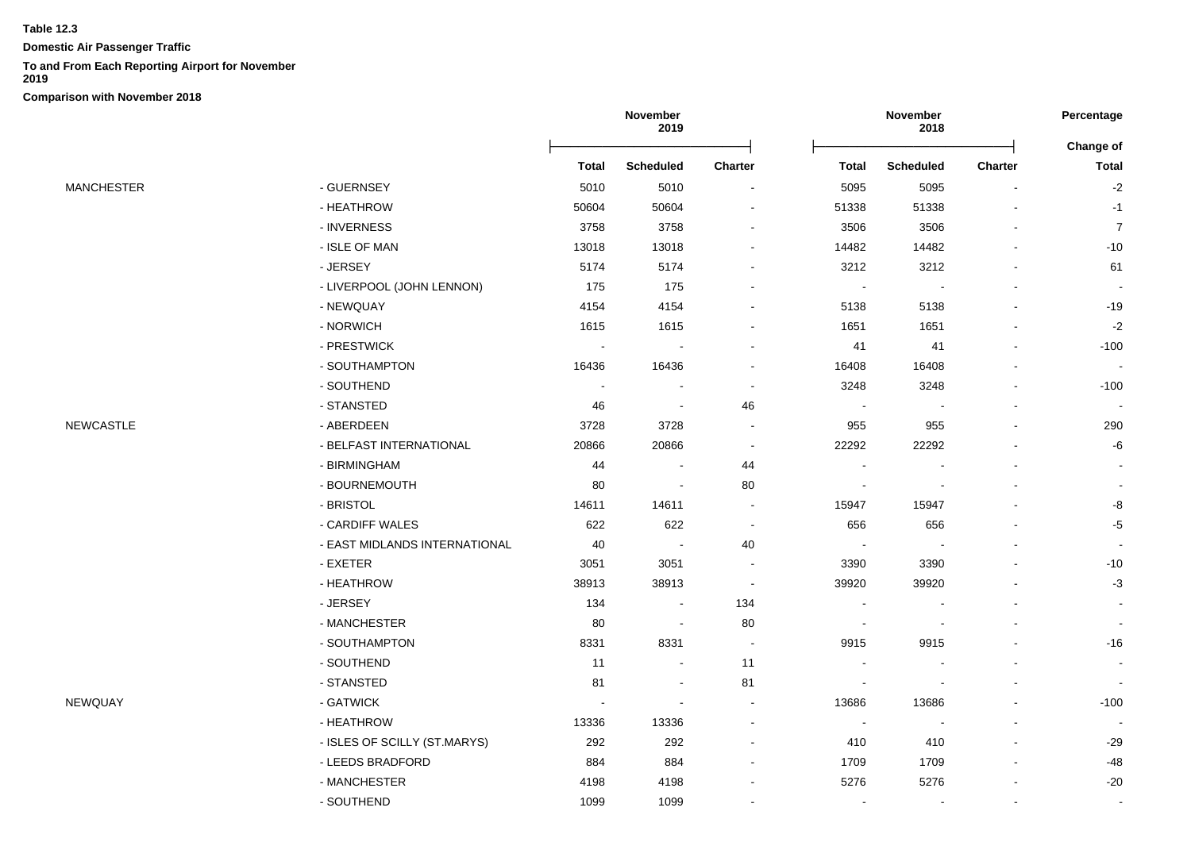**Table 12.3**

**Domestic Air Passenger Traffic**

**To and From Each Reporting Airport for November 2019**

**Comparison with November 2018**

| | | November 2019 | | | November 2018 | | | Percentage |
|---|---|---|---|---|---|---|---|---|
| | | | | | | | | Change of |
| | | Total | Scheduled | Charter | Total | Scheduled | Charter | Total |
| MANCHESTER | - GUERNSEY | 5010 | 5010 | - | 5095 | 5095 | - | -2 |
| | - HEATHROW | 50604 | 50604 | - | 51338 | 51338 | - | -1 |
| | - INVERNESS | 3758 | 3758 | - | 3506 | 3506 | - | 7 |
| | - ISLE OF MAN | 13018 | 13018 | - | 14482 | 14482 | - | -10 |
| | - JERSEY | 5174 | 5174 | - | 3212 | 3212 | - | 61 |
| | - LIVERPOOL (JOHN LENNON) | 175 | 175 | - | - | - | - | - |
| | - NEWQUAY | 4154 | 4154 | - | 5138 | 5138 | - | -19 |
| | - NORWICH | 1615 | 1615 | - | 1651 | 1651 | - | -2 |
| | - PRESTWICK | - | - | - | 41 | 41 | - | -100 |
| | - SOUTHAMPTON | 16436 | 16436 | - | 16408 | 16408 | - | - |
| | - SOUTHEND | - | - | - | 3248 | 3248 | - | -100 |
| | - STANSTED | 46 | - | 46 | - | - | - | - |
| NEWCASTLE | - ABERDEEN | 3728 | 3728 | - | 955 | 955 | - | 290 |
| | - BELFAST INTERNATIONAL | 20866 | 20866 | - | 22292 | 22292 | - | -6 |
| | - BIRMINGHAM | 44 | - | 44 | - | - | - | - |
| | - BOURNEMOUTH | 80 | - | 80 | - | - | - | - |
| | - BRISTOL | 14611 | 14611 | - | 15947 | 15947 | - | -8 |
| | - CARDIFF WALES | 622 | 622 | - | 656 | 656 | - | -5 |
| | - EAST MIDLANDS INTERNATIONAL | 40 | - | 40 | - | - | - | - |
| | - EXETER | 3051 | 3051 | - | 3390 | 3390 | - | -10 |
| | - HEATHROW | 38913 | 38913 | - | 39920 | 39920 | - | -3 |
| | - JERSEY | 134 | - | 134 | - | - | - | - |
| | - MANCHESTER | 80 | - | 80 | - | - | - | - |
| | - SOUTHAMPTON | 8331 | 8331 | - | 9915 | 9915 | - | -16 |
| | - SOUTHEND | 11 | - | 11 | - | - | - | - |
| | - STANSTED | 81 | - | 81 | - | - | - | - |
| NEWQUAY | - GATWICK | - | - | - | 13686 | 13686 | - | -100 |
| | - HEATHROW | 13336 | 13336 | - | - | - | - | - |
| | - ISLES OF SCILLY (ST.MARYS) | 292 | 292 | - | 410 | 410 | - | -29 |
| | - LEEDS BRADFORD | 884 | 884 | - | 1709 | 1709 | - | -48 |
| | - MANCHESTER | 4198 | 4198 | - | 5276 | 5276 | - | -20 |
| | - SOUTHEND | 1099 | 1099 | - | - | - | - | - |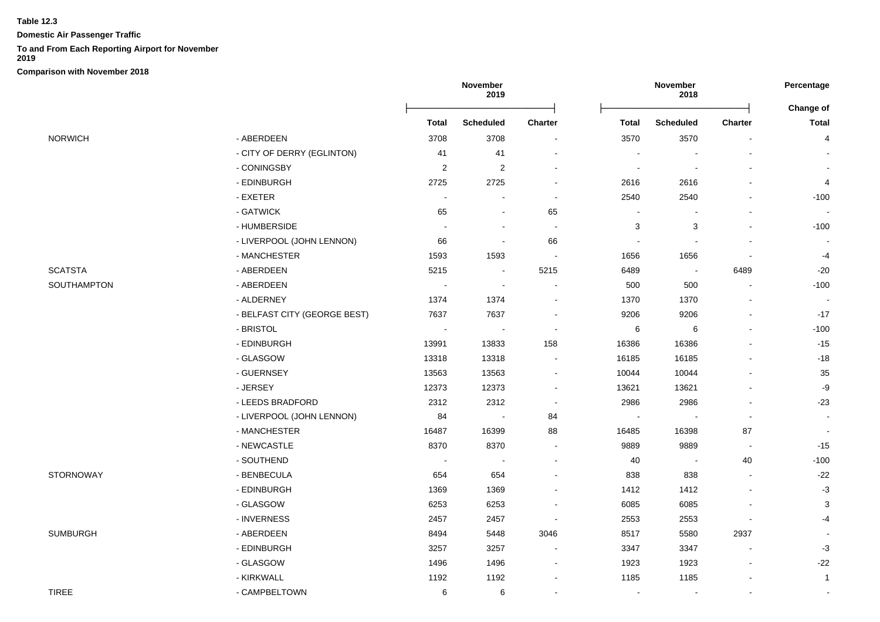**Table 12.3**

**Domestic Air Passenger Traffic**

**To and From Each Reporting Airport for November 2019**

**Comparison with November 2018**

| | | November 2019 | | | November 2018 | | | Percentage |
|---|---|---|---|---|---|---|---|---|
| | | | | | | | | Change of |
| | | **Total** | **Scheduled** | **Charter** | **Total** | **Scheduled** | **Charter** | **Total** |
| NORWICH | - ABERDEEN | 3708 | 3708 | - | 3570 | 3570 | - | 4 |
| | - CITY OF DERRY (EGLINTON) | 41 | 41 | - | - | - | - | - |
| | - CONINGSBY | 2 | 2 | - | - | - | - | - |
| | - EDINBURGH | 2725 | 2725 | - | 2616 | 2616 | - | 4 |
| | - EXETER | - | - | - | 2540 | 2540 | - | -100 |
| | - GATWICK | 65 | - | 65 | - | - | - | - |
| | - HUMBERSIDE | - | - | - | 3 | 3 | - | -100 |
| | - LIVERPOOL (JOHN LENNON) | 66 | - | 66 | - | - | - | - |
| | - MANCHESTER | 1593 | 1593 | - | 1656 | 1656 | - | -4 |
| SCATSTA | - ABERDEEN | 5215 | - | 5215 | 6489 | - | 6489 | -20 |
| SOUTHAMPTON | - ABERDEEN | - | - | - | 500 | 500 | - | -100 |
| | - ALDERNEY | 1374 | 1374 | - | 1370 | 1370 | - | - |
| | - BELFAST CITY (GEORGE BEST) | 7637 | 7637 | - | 9206 | 9206 | - | -17 |
| | - BRISTOL | - | - | - | 6 | 6 | - | -100 |
| | - EDINBURGH | 13991 | 13833 | 158 | 16386 | 16386 | - | -15 |
| | - GLASGOW | 13318 | 13318 | - | 16185 | 16185 | - | -18 |
| | - GUERNSEY | 13563 | 13563 | - | 10044 | 10044 | - | 35 |
| | - JERSEY | 12373 | 12373 | - | 13621 | 13621 | - | -9 |
| | - LEEDS BRADFORD | 2312 | 2312 | - | 2986 | 2986 | - | -23 |
| | - LIVERPOOL (JOHN LENNON) | 84 | - | 84 | - | - | - | - |
| | - MANCHESTER | 16487 | 16399 | 88 | 16485 | 16398 | 87 | - |
| | - NEWCASTLE | 8370 | 8370 | - | 9889 | 9889 | - | -15 |
| | - SOUTHEND | - | - | - | 40 | - | 40 | -100 |
| STORNOWAY | - BENBECULA | 654 | 654 | - | 838 | 838 | - | -22 |
| | - EDINBURGH | 1369 | 1369 | - | 1412 | 1412 | - | -3 |
| | - GLASGOW | 6253 | 6253 | - | 6085 | 6085 | - | 3 |
| | - INVERNESS | 2457 | 2457 | - | 2553 | 2553 | - | -4 |
| SUMBURGH | - ABERDEEN | 8494 | 5448 | 3046 | 8517 | 5580 | 2937 | - |
| | - EDINBURGH | 3257 | 3257 | - | 3347 | 3347 | - | -3 |
| | - GLASGOW | 1496 | 1496 | - | 1923 | 1923 | - | -22 |
| | - KIRKWALL | 1192 | 1192 | - | 1185 | 1185 | - | 1 |
| TIREE | - CAMPBELTOWN | 6 | 6 | - | - | - | - | - |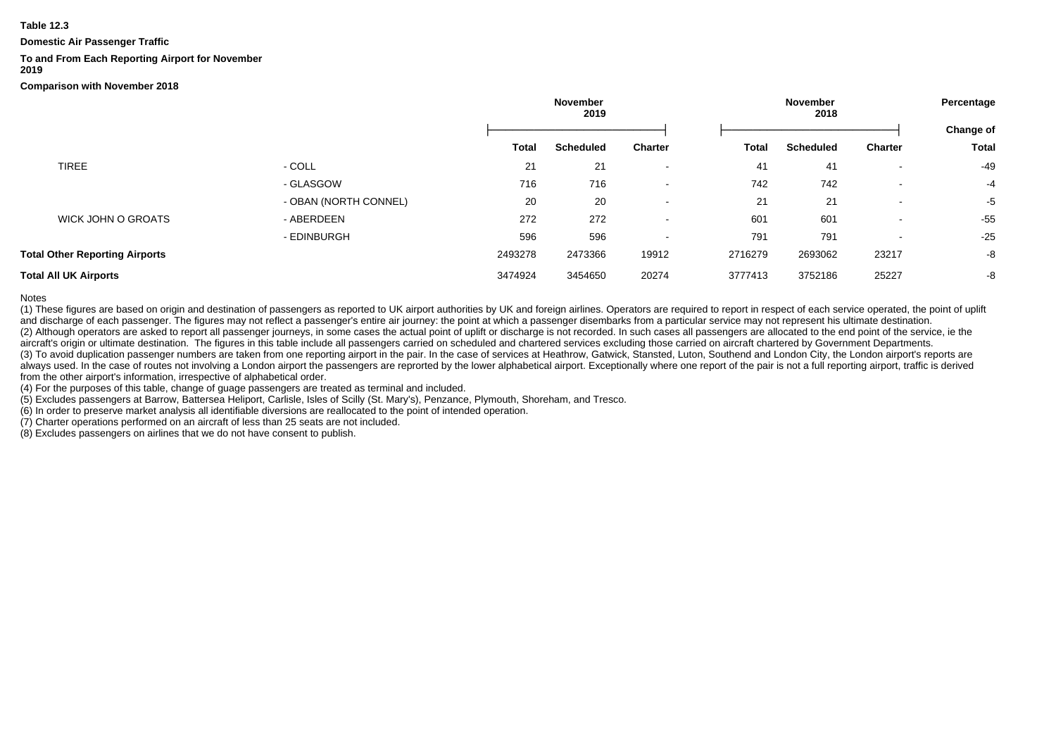**Table 12.3**

**Domestic Air Passenger Traffic**

**To and From Each Reporting Airport for November 2019**

**Comparison with November 2018**

| | | November 2019 | | | November 2018 | | | Percentage |
|---|---|---|---|---|---|---|---|---|
| | | | | | | | | Change of |
| | | **Total** | **Scheduled** | **Charter** | **Total** | **Scheduled** | **Charter** | **Total** |
| TIREE | - COLL | 21 | 21 | - | 41 | 41 | - | -49 |
| | - GLASGOW | 716 | 716 | - | 742 | 742 | - | -4 |
| | - OBAN (NORTH CONNEL) | 20 | 20 | - | 21 | 21 | - | -5 |
| WICK JOHN O GROATS | - ABERDEEN | 272 | 272 | - | 601 | 601 | - | -55 |
| | - EDINBURGH | 596 | 596 | - | 791 | 791 | - | -25 |
| **Total Other Reporting Airports** | | 2493278 | 2473366 | 19912 | 2716279 | 2693062 | 23217 | -8 |
| **Total All UK Airports** | | 3474924 | 3454650 | 20274 | 3777413 | 3752186 | 25227 | -8 |

Notes

(1) These figures are based on origin and destination of passengers as reported to UK airport authorities by UK and foreign airlines. Operators are required to report in respect of each service operated, the point of uplift and discharge of each passenger. The figures may not reflect a passenger's entire air journey: the point at which a passenger disembarks from a particular service may not represent his ultimate destination.
(2) Although operators are asked to report all passenger journeys, in some cases the actual point of uplift or discharge is not recorded. In such cases all passengers are allocated to the end point of the service, ie the aircraft's origin or ultimate destination. The figures in this table include all passengers carried on scheduled and chartered services excluding those carried on aircraft chartered by Government Departments.
(3) To avoid duplication passenger numbers are taken from one reporting airport in the pair. In the case of services at Heathrow, Gatwick, Stansted, Luton, Southend and London City, the London airport's reports are always used. In the case of routes not involving a London airport the passengers are reprorted by the lower alphabetical airport. Exceptionally where one report of the pair is not a full reporting airport, traffic is derived from the other airport's information, irrespective of alphabetical order.
(4) For the purposes of this table, change of guage passengers are treated as terminal and included.
(5) Excludes passengers at Barrow, Battersea Heliport, Carlisle, Isles of Scilly (St. Mary's), Penzance, Plymouth, Shoreham, and Tresco.
(6) In order to preserve market analysis all identifiable diversions are reallocated to the point of intended operation.
(7) Charter operations performed on an aircraft of less than 25 seats are not included.
(8) Excludes passengers on airlines that we do not have consent to publish.